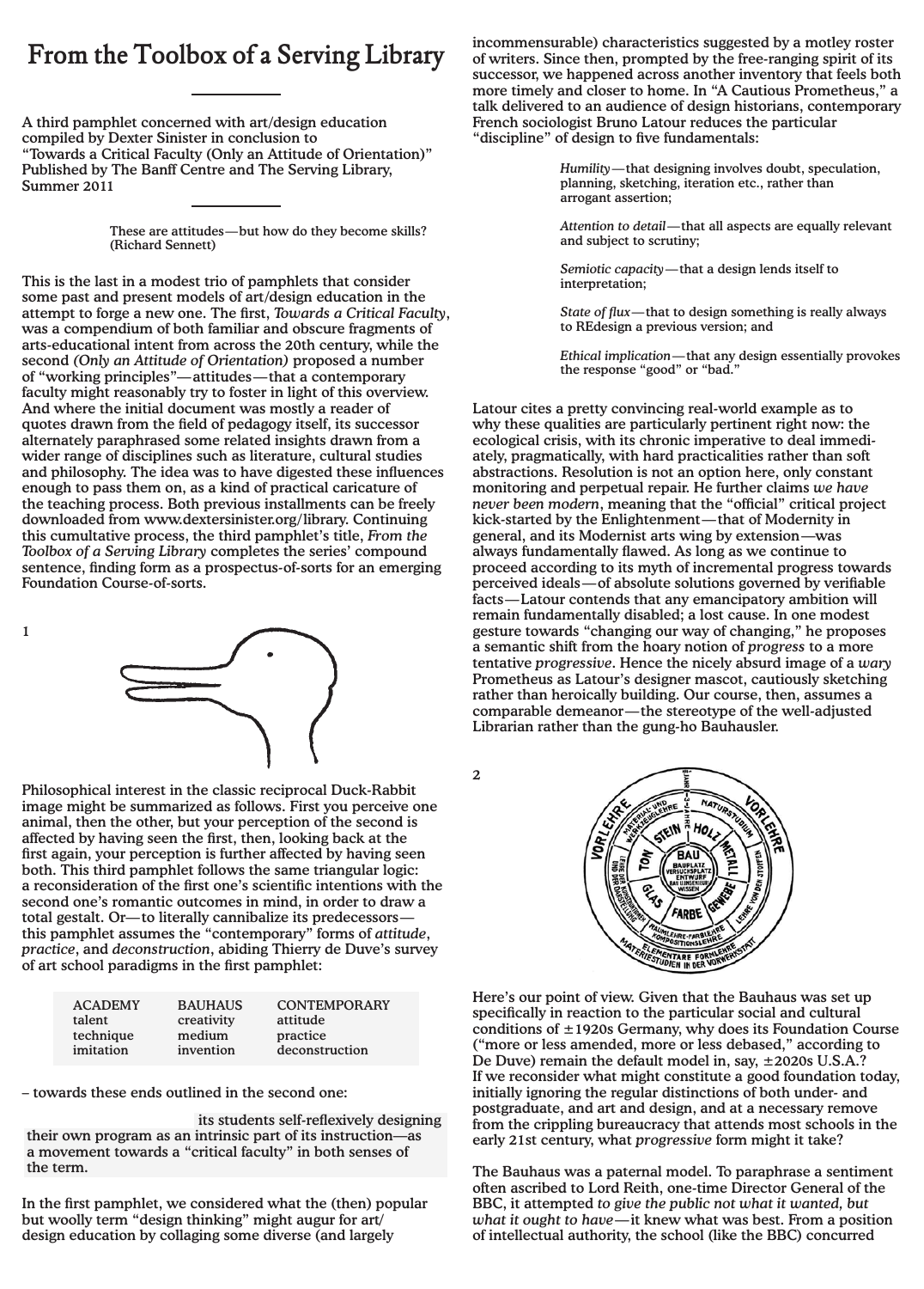# From the Toolbox of a Serving Library

A third pamphlet concerned with art/design education compiled by Dexter Sinister in conclusion to "Towards a Critical Faculty (Only an Attitude of Orientation)" Published by The Banff Centre and The Serving Library, Summer 2011

> These are attitudes—but how do they become skills? (Richard Sennett)

This is the last in a modest trio of pamphlets that consider some past and present models of art/design education in the attempt to forge a new one. The first, *Towards a Critical Faculty*, was a compendium of both familiar and obscure fragments of arts-educational intent from across the 20th century, while the second *(Only an Attitude of Orientation)* proposed a number of "working principles"—attitudes—that a contemporary faculty might reasonably try to foster in light of this overview. And where the initial document was mostly a reader of quotes drawn from the field of pedagogy itself, its successor alternately paraphrased some related insights drawn from a wider range of disciplines such as literature, cultural studies and philosophy. The idea was to have digested these influences enough to pass them on, as a kind of practical caricature of the teaching process. Both previous installments can be freely downloaded from www.dextersinister.org/library. Continuing this cumulative process, the third pamphlet's title, *From the Toolbox of a Serving Library* completes the series' compound sentence, finding form as a prospectus-of-sorts for an emerging Foundation Course-of-sorts.

1

Philosophical interest in the classic reciprocal Duck-Rabbit image might be summarized as follows. First you perceive one animal, then the other, but your perception of the second is affected by having seen the first, then, looking back at the first again, your perception is further affected by having seen both. This third pamphlet follows the same triangular logic: a reconsideration of the first one's scientific intentions with the second one's romantic outcomes in mind, in order to draw a total gestalt. Or—to literally cannibalize its predecessors—this pamphlet assumes the "contemporary" forms of *attitude*, *practice*, and *deconstruction*, abiding Thierry de Duve's survey of art school paradigms in the first pamphlet:

| ACADEMY | BAUHAUS | CONTEMPORARY |
|---|---|---|
| talent | creativity | attitude |
| technique | medium | practice |
| imitation | invention | deconstruction |

– towards these ends outlined in the second one:

> its students self-reflexively designing their own program as an intrinsic part of its instruction—as a movement towards a "critical faculty" in both senses of the term.

In the first pamphlet, we considered what the (then) popular but woolly term "design thinking" might augur for art/design education by collaging some diverse (and largely incommensurable) characteristics suggested by a motley roster of writers. Since then, prompted by the free-ranging spirit of its successor, we happened across another inventory that feels both more timely and closer to home. In "A Cautious Prometheus," a talk delivered to an audience of design historians, contemporary French sociologist Bruno Latour reduces the particular "discipline" of design to five fundamentals:

> *Humility*—that designing involves doubt, speculation, planning, sketching, iteration etc., rather than arrogant assertion;
>
> *Attention to detail*—that all aspects are equally relevant and subject to scrutiny;
>
> *Semiotic capacity*—that a design lends itself to interpretation;
>
> *State of flux*—that to design something is really always to REdesign a previous version; and
>
> *Ethical implication*—that any design essentially provokes the response "good" or "bad."

Latour cites a pretty convincing real-world example as to why these qualities are particularly pertinent right now: the ecological crisis, with its chronic imperative to deal immediately, pragmatically, with hard practicalities rather than soft abstractions. Resolution is not an option here, only constant monitoring and perpetual repair. He further claims *we have never been modern*, meaning that the "official" critical project kick-started by the Enlightenment—that of Modernity in general, and its Modernist arts wing by extension—was always fundamentally flawed. As long as we continue to proceed according to its myth of incremental progress towards perceived ideals—of absolute solutions governed by verifiable facts—Latour contends that any emancipatory ambition will remain fundamentally disabled; a lost cause. In one modest gesture towards "changing our way of changing," he proposes a semantic shift from the hoary notion of *progress* to a more tentative *progressive*. Hence the nicely absurd image of a *wary* Prometheus as Latour's designer mascot, cautiously sketching rather than heroically building. Our course, then, assumes a comparable demeanor—the stereotype of the well-adjusted Librarian rather than the gung-ho Bauhausler.

2

Here's our point of view. Given that the Bauhaus was set up specifically in reaction to the particular social and cultural conditions of ±1920s Germany, why does its Foundation Course ("more or less amended, more or less debased," according to De Duve) remain the default model in, say, ±2020s U.S.A.? If we reconsider what might constitute a good foundation today, initially ignoring the regular distinctions of both under- and postgraduate, and art and design, and at a necessary remove from the crippling bureaucracy that attends most schools in the early 21st century, what *progressive* form might it take?

The Bauhaus was a paternal model. To paraphrase a sentiment often ascribed to Lord Reith, one-time Director General of the BBC, it attempted *to give the public not what it wanted, but what it ought to have*—it knew what was best. From a position of intellectual authority, the school (like the BBC) concurred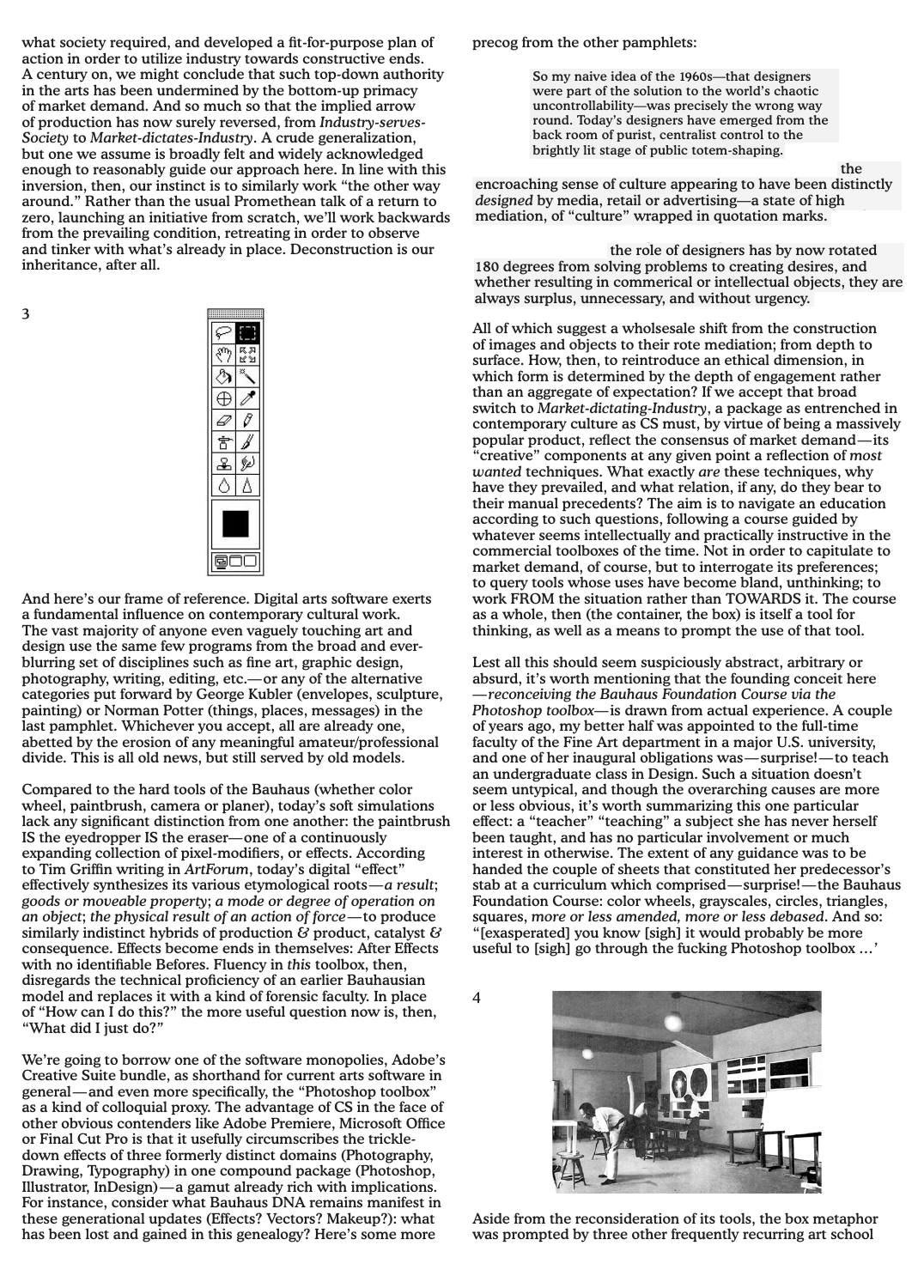what society required, and developed a fit-for-purpose plan of action in order to utilize industry towards constructive ends. A century on, we might conclude that such top-down authority in the arts has been undermined by the bottom-up primacy of market demand. And so much so that the implied arrow of production has now surely reversed, from *Industry-serves-Society* to *Market-dictates-Industry*. A crude generalization, but one we assume is broadly felt and widely acknowledged enough to reasonably guide our approach here. In line with this inversion, then, our instinct is to similarly work "the other way around." Rather than the usual Promethean talk of a return to zero, launching an initiative from scratch, we'll work backwards from the prevailing condition, retreating in order to observe and tinker with what's already in place. Deconstruction is our inheritance, after all.

3

And here's our frame of reference. Digital arts software exerts a fundamental influence on contemporary cultural work. The vast majority of anyone even vaguely touching art and design use the same few programs from the broad and ever-blurring set of disciplines such as fine art, graphic design, photography, writing, editing, etc.—or any of the alternative categories put forward by George Kubler (envelopes, sculpture, painting) or Norman Potter (things, places, messages) in the last pamphlet. Whichever you accept, all are already one, abetted by the erosion of any meaningful amateur/professional divide. This is all old news, but still served by old models.

Compared to the hard tools of the Bauhaus (whether color wheel, paintbrush, camera or planer), today's soft simulations lack any significant distinction from one another: the paintbrush IS the eyedropper IS the eraser—one of a continuously expanding collection of pixel-modifiers, or effects. According to Tim Griffin writing in *ArtForum*, today's digital "effect" effectively synthesizes its various etymological roots—*a result*; *goods or moveable property*; *a mode or degree of operation on an object*; *the physical result of an action of force*—to produce similarly indistinct hybrids of production & product, catalyst & consequence. Effects become ends in themselves: After Effects with no identifiable Befores. Fluency in *this* toolbox, then, disregards the technical proficiency of an earlier Bauhausian model and replaces it with a kind of forensic faculty. In place of "How can I do this?" the more useful question now is, then, "What did I just do?"

We're going to borrow one of the software monopolies, Adobe's Creative Suite bundle, as shorthand for current arts software in general—and even more specifically, the "Photoshop toolbox" as a kind of colloquial proxy. The advantage of CS in the face of other obvious contenders like Adobe Premiere, Microsoft Office or Final Cut Pro is that it usefully circumscribes the trickle-down effects of three formerly distinct domains (Photography, Drawing, Typography) in one compound package (Photoshop, Illustrator, InDesign)—a gamut already rich with implications. For instance, consider what Bauhaus DNA remains manifest in these generational updates (Effects? Vectors? Makeup?): what has been lost and gained in this genealogy? Here's some more precog from the other pamphlets:

> So my naive idea of the 1960s—that designers were part of the solution to the world's chaotic uncontrollability—was precisely the wrong way round. Today's designers have emerged from the back room of purist, centralist control to the brightly lit stage of public totem-shaping.

the encroaching sense of culture appearing to have been distinctly *designed* by media, retail or advertising—a state of high mediation, of "culture" wrapped in quotation marks.

the role of designers has by now rotated 180 degrees from solving problems to creating desires, and whether resulting in commerical or intellectual objects, they are always surplus, unnecessary, and without urgency.

All of which suggest a wholesale shift from the construction of images and objects to their rote mediation; from depth to surface. How, then, to reintroduce an ethical dimension, in which form is determined by the depth of engagement rather than an aggregate of expectation? If we accept that broad switch to *Market-dictating-Industry*, a package as entrenched in contemporary culture as CS must, by virtue of being a massively popular product, reflect the consensus of market demand—its "creative" components at any given point a reflection of *most wanted* techniques. What exactly *are* these techniques, why have they prevailed, and what relation, if any, do they bear to their manual precedents? The aim is to navigate an education according to such questions, following a course guided by whatever seems intellectually and practically instructive in the commercial toolboxes of the time. Not in order to capitulate to market demand, of course, but to interrogate its preferences; to query tools whose uses have become bland, unthinking; to work FROM the situation rather than TOWARDS it. The course as a whole, then (the container, the box) is itself a tool for thinking, as well as a means to prompt the use of that tool.

Lest all this should seem suspiciously abstract, arbitrary or absurd, it's worth mentioning that the founding conceit here—*reconceiving the Bauhaus Foundation Course via the Photoshop toolbox*—is drawn from actual experience. A couple of years ago, my better half was appointed to the full-time faculty of the Fine Art department in a major U.S. university, and one of her inaugural obligations was—surprise!—to teach an undergraduate class in Design. Such a situation doesn't seem untypical, and though the overarching causes are more or less obvious, it's worth summarizing this one particular effect: a "teacher" "teaching" a subject she has never herself been taught, and has no particular involvement or much interest in otherwise. The extent of any guidance was to be handed the couple of sheets that constituted her predecessor's stab at a curriculum which comprised—surprise!—the Bauhaus Foundation Course: color wheels, grayscales, circles, triangles, squares, *more or less amended, more or less debased*. And so: "[exasperated] you know [sigh] it would probably be more useful to [sigh] go through the fucking Photoshop toolbox ...'

4

Aside from the reconsideration of its tools, the box metaphor was prompted by three other frequently recurring art school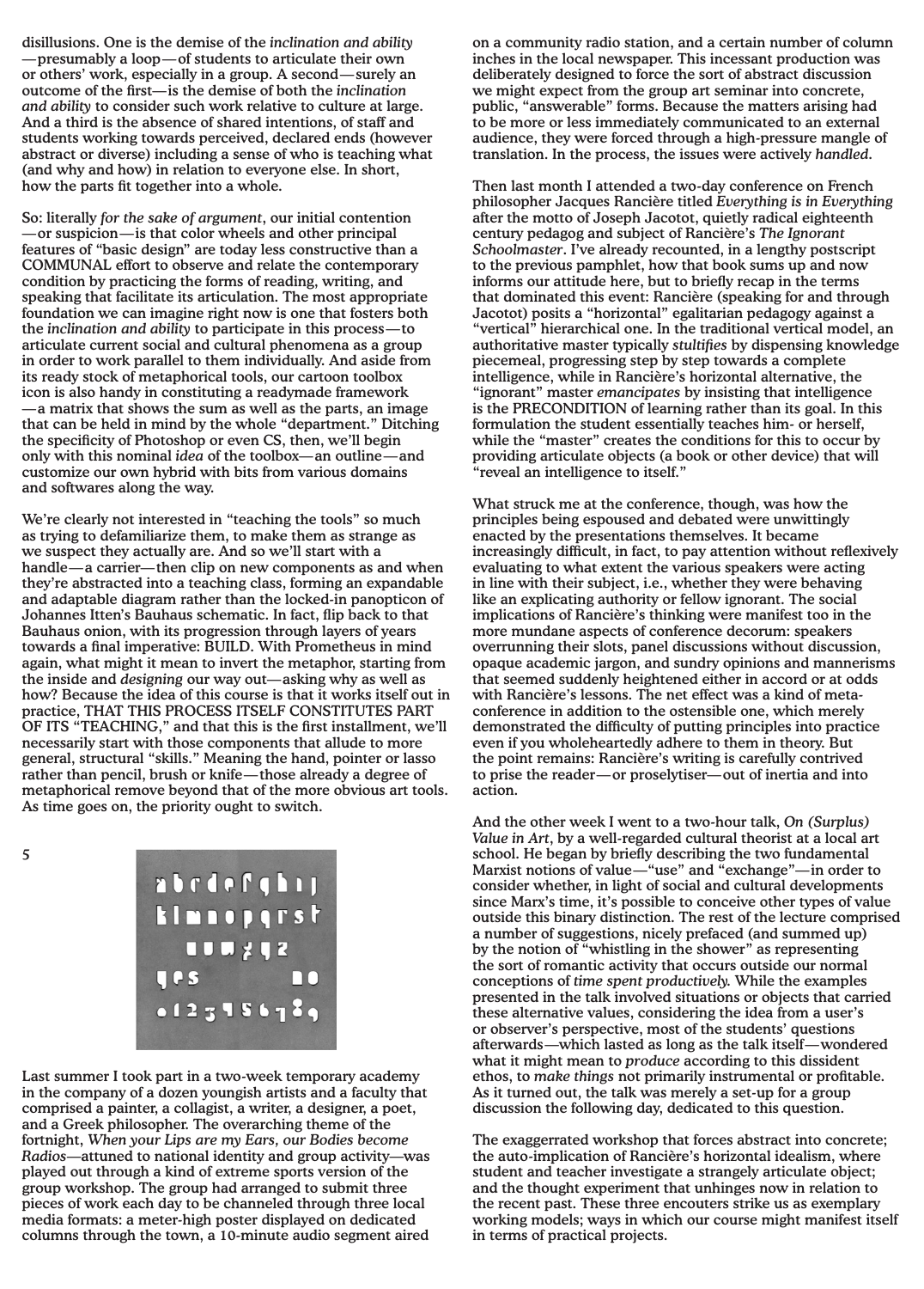disillusions. One is the demise of the *inclination and ability*—presumably a loop—of students to articulate their own or others' work, especially in a group. A second—surely an outcome of the first—is the demise of both the *inclination and ability* to consider such work relative to culture at large. And a third is the absence of shared intentions, of staff and students working towards perceived, declared ends (however abstract or diverse) including a sense of who is teaching what (and why and how) in relation to everyone else. In short, how the parts fit together into a whole.

So: literally *for the sake of argument*, our initial contention—or suspicion—is that color wheels and other principal features of "basic design" are today less constructive than a COMMUNAL effort to observe and relate the contemporary condition by practicing the forms of reading, writing, and speaking that facilitate its articulation. The most appropriate foundation we can imagine right now is one that fosters both the *inclination and ability* to participate in this process—to articulate current social and cultural phenomena as a group in order to work parallel to them individually. And aside from its ready stock of metaphorical tools, our cartoon toolbox icon is also handy in constituting a readymade framework—a matrix that shows the sum as well as the parts, an image that can be held in mind by the whole "department." Ditching the specificity of Photoshop or even CS, then, we'll begin only with this nominal *idea* of the toolbox—an outline—and customize our own hybrid with bits from various domains and softwares along the way.

We're clearly not interested in "teaching the tools" so much as trying to defamiliarize them, to make them as strange as we suspect they actually are. And so we'll start with a handle—a carrier—then clip on new components as and when they're abstracted into a teaching class, forming an expandable and adaptable diagram rather than the locked-in panopticon of Johannes Itten's Bauhaus schematic. In fact, flip back to that Bauhaus onion, with its progression through layers of years towards a final imperative: BUILD. With Prometheus in mind again, what might it mean to invert the metaphor, starting from the inside and *designing* our way out—asking why as well as how? Because the idea of this course is that it works itself out in practice, THAT THIS PROCESS ITSELF CONSTITUTES PART OF ITS "TEACHING," and that this is the first installment, we'll necessarily start with those components that allude to more general, structural "skills." Meaning the hand, pointer or lasso rather than pencil, brush or knife—those already a degree of metaphorical remove beyond that of the more obvious art tools. As time goes on, the priority ought to switch.

5

Last summer I took part in a two-week temporary academy in the company of a dozen youngish artists and a faculty that comprised a painter, a collagist, a writer, a designer, a poet, and a Greek philosopher. The overarching theme of the fortnight, *When your Lips are my Ears, our Bodies become Radios*—attuned to national identity and group activity—was played out through a kind of extreme sports version of the group workshop. The group had arranged to submit three pieces of work each day to be channeled through three local media formats: a meter-high poster displayed on dedicated columns through the town, a 10-minute audio segment aired on a community radio station, and a certain number of column inches in the local newspaper. This incessant production was deliberately designed to force the sort of abstract discussion we might expect from the group art seminar into concrete, public, "answerable" forms. Because the matters arising had to be more or less immediately communicated to an external audience, they were forced through a high-pressure mangle of translation. In the process, the issues were actively *handled*.

Then last month I attended a two-day conference on French philosopher Jacques Rancière titled *Everything is in Everything* after the motto of Joseph Jacotot, quietly radical eighteenth century pedagog and subject of Rancière's *The Ignorant Schoolmaster*. I've already recounted, in a lengthy postscript to the previous pamphlet, how that book sums up and now informs our attitude here, but to briefly recap in the terms that dominated this event: Rancière (speaking for and through Jacotot) posits a "horizontal" egalitarian pedagogy against a "vertical" hierarchical one. In the traditional vertical model, an authoritative master typically *stultifies* by dispensing knowledge piecemeal, progressing step by step towards a complete intelligence, while in Rancière's horizontal alternative, the "ignorant" master *emancipates* by insisting that intelligence is the PRECONDITION of learning rather than its goal. In this formulation the student essentially teaches him- or herself, while the "master" creates the conditions for this to occur by providing articulate objects (a book or other device) that will "reveal an intelligence to itself."

What struck me at the conference, though, was how the principles being espoused and debated were unwittingly enacted by the presentations themselves. It became increasingly difficult, in fact, to pay attention without reflexively evaluating to what extent the various speakers were acting in line with their subject, i.e., whether they were behaving like an explicating authority or fellow ignorant. The social implications of Rancière's thinking were manifest too in the more mundane aspects of conference decorum: speakers overrunning their slots, panel discussions without discussion, opaque academic jargon, and sundry opinions and mannerisms that seemed suddenly heightened either in accord or at odds with Rancière's lessons. The net effect was a kind of meta-conference in addition to the ostensible one, which merely demonstrated the difficulty of putting principles into practice even if you wholeheartedly adhere to them in theory. But the point remains: Rancière's writing is carefully contrived to prise the reader—or proselytiser—out of inertia and into action.

And the other week I went to a two-hour talk, *On (Surplus) Value in Art*, by a well-regarded cultural theorist at a local art school. He began by briefly describing the two fundamental Marxist notions of value—"use" and "exchange"—in order to consider whether, in light of social and cultural developments since Marx's time, it's possible to conceive other types of value outside this binary distinction. The rest of the lecture comprised a number of suggestions, nicely prefaced (and summed up) by the notion of "whistling in the shower" as representing the sort of romantic activity that occurs outside our normal conceptions of *time spent productively.* While the examples presented in the talk involved situations or objects that carried these alternative values, considering the idea from a user's or observer's perspective, most of the students' questions afterwards—which lasted as long as the talk itself—wondered what it might mean to *produce* according to this dissident ethos, to *make things* not primarily instrumental or profitable. As it turned out, the talk was merely a set-up for a group discussion the following day, dedicated to this question.

The exaggerrated workshop that forces abstract into concrete; the auto-implication of Rancière's horizontal idealism, where student and teacher investigate a strangely articulate object; and the thought experiment that unhinges now in relation to the recent past. These three encouters strike us as exemplary working models; ways in which our course might manifest itself in terms of practical projects.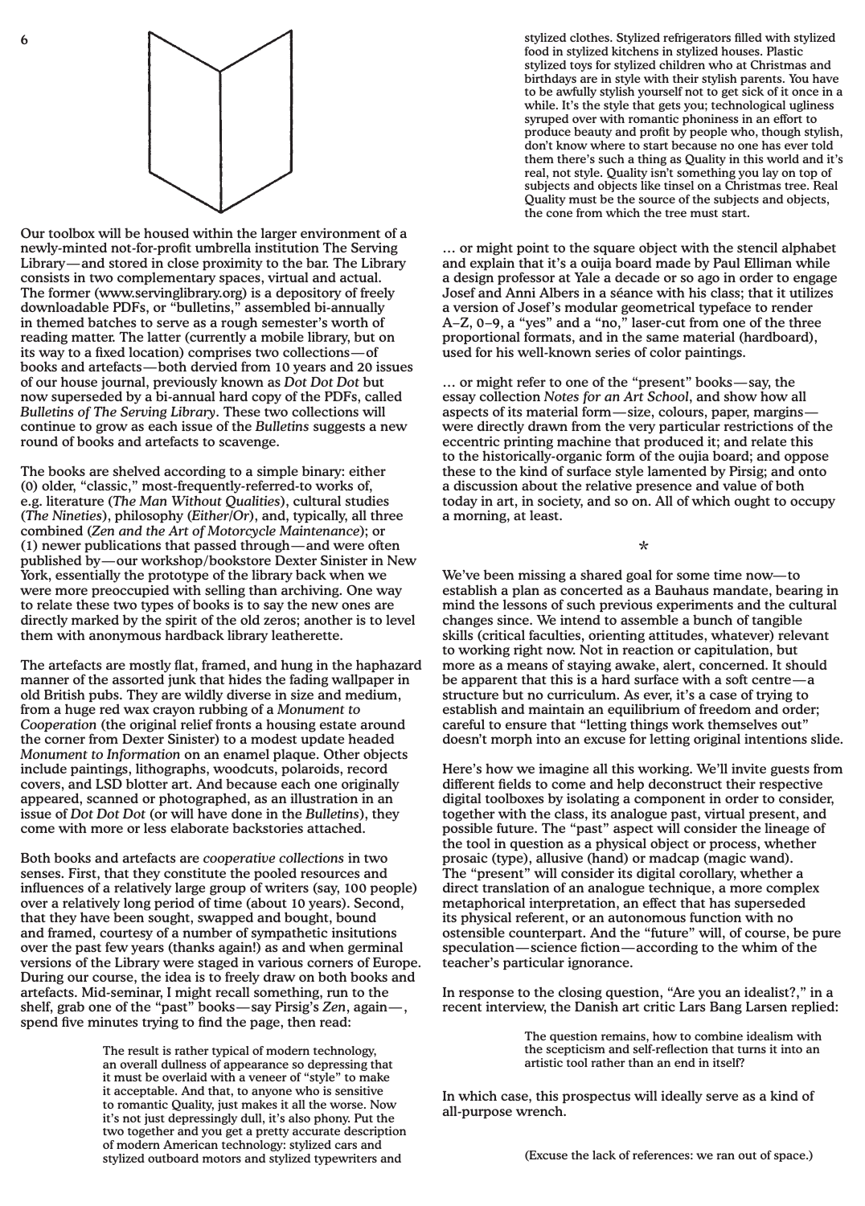Our toolbox will be housed within the larger environment of a newly-minted not-for-profit umbrella institution The Serving Library—and stored in close proximity to the bar. The Library consists in two complementary spaces, virtual and actual. The former (www.servinglibrary.org) is a depository of freely downloadable PDFs, or "bulletins," assembled bi-annually in themed batches to serve as a rough semester's worth of reading matter. The latter (currently a mobile library, but on its way to a fixed location) comprises two collections—of books and artefacts—both dervied from 10 years and 20 issues of our house journal, previously known as *Dot Dot Dot* but now superseded by a bi-annual hard copy of the PDFs, called *Bulletins of The Serving Library*. These two collections will continue to grow as each issue of the *Bulletins* suggests a new round of books and artefacts to scavenge.

The books are shelved according to a simple binary: either (0) older, "classic," most-frequently-referred-to works of, e.g. literature (*The Man Without Qualities*), cultural studies (*The Nineties*), philosophy (*Either/Or*), and, typically, all three combined (*Zen and the Art of Motorcycle Maintenance*); or (1) newer publications that passed through—and were often published by—our workshop/bookstore Dexter Sinister in New York, essentially the prototype of the library back when we were more preoccupied with selling than archiving. One way to relate these two types of books is to say the new ones are directly marked by the spirit of the old zeros; another is to level them with anonymous hardback library leatherette.

The artefacts are mostly flat, framed, and hung in the haphazard manner of the assorted junk that hides the fading wallpaper in old British pubs. They are wildly diverse in size and medium, from a huge red wax crayon rubbing of a *Monument to Cooperation* (the original relief fronts a housing estate around the corner from Dexter Sinister) to a modest update headed *Monument to Information* on an enamel plaque. Other objects include paintings, lithographs, woodcuts, polaroids, record covers, and LSD blotter art. And because each one originally appeared, scanned or photographed, as an illustration in an issue of *Dot Dot Dot* (or will have done in the *Bulletins*), they come with more or less elaborate backstories attached.

Both books and artefacts are *cooperative collections* in two senses. First, that they constitute the pooled resources and influences of a relatively large group of writers (say, 100 people) over a relatively long period of time (about 10 years). Second, that they have been sought, swapped and bought, bound and framed, courtesy of a number of sympathetic insitutions over the past few years (thanks again!) as and when germinal versions of the Library were staged in various corners of Europe. During our course, the idea is to freely draw on both books and artefacts. Mid-seminar, I might recall something, run to the shelf, grab one of the "past" books—say Pirsig's *Zen*, again—, spend five minutes trying to find the page, then read:

> The result is rather typical of modern technology, an overall dullness of appearance so depressing that it must be overlaid with a veneer of "style" to make it acceptable. And that, to anyone who is sensitive to romantic Quality, just makes it all the worse. Now it's not just depressingly dull, it's also phony. Put the two together and you get a pretty accurate description of modern American technology: stylized cars and stylized outboard motors and stylized typewriters and stylized clothes. Stylized refrigerators filled with stylized food in stylized kitchens in stylized houses. Plastic stylized toys for stylized children who at Christmas and birthdays are in style with their stylish parents. You have to be awfully stylish yourself not to get sick of it once in a while. It's the style that gets you; technological ugliness syruped over with romantic phoniness in an effort to produce beauty and profit by people who, though stylish, don't know where to start because no one has ever told them there's such a thing as Quality in this world and it's real, not style. Quality isn't something you lay on top of subjects and objects like tinsel on a Christmas tree. Real Quality must be the source of the subjects and objects, the cone from which the tree must start.

… or might point to the square object with the stencil alphabet and explain that it's a ouija board made by Paul Elliman while a design professor at Yale a decade or so ago in order to engage Josef and Anni Albers in a séance with his class; that it utilizes a version of Josef's modular geometrical typeface to render A–Z, 0–9, a "yes" and a "no," laser-cut from one of the three proportional formats, and in the same material (hardboard), used for his well-known series of color paintings.

… or might refer to one of the "present" books—say, the essay collection *Notes for an Art School*, and show how all aspects of its material form—size, colours, paper, margins—were directly drawn from the very particular restrictions of the eccentric printing machine that produced it; and relate this to the historically-organic form of the oujia board; and oppose these to the kind of surface style lamented by Pirsig; and onto a discussion about the relative presence and value of both today in art, in society, and so on. All of which ought to occupy a morning, at least.

*

We've been missing a shared goal for some time now—to establish a plan as concerted as a Bauhaus mandate, bearing in mind the lessons of such previous experiments and the cultural changes since. We intend to assemble a bunch of tangible skills (critical faculties, orienting attitudes, whatever) relevant to working right now. Not in reaction or capitulation, but more as a means of staying awake, alert, concerned. It should be apparent that this is a hard surface with a soft centre—a structure but no curriculum. As ever, it's a case of trying to establish and maintain an equilibrium of freedom and order; careful to ensure that "letting things work themselves out" doesn't morph into an excuse for letting original intentions slide.

Here's how we imagine all this working. We'll invite guests from different fields to come and help deconstruct their respective digital toolboxes by isolating a component in order to consider, together with the class, its analogue past, virtual present, and possible future. The "past" aspect will consider the lineage of the tool in question as a physical object or process, whether prosaic (type), allusive (hand) or madcap (magic wand). The "present" will consider its digital corollary, whether a direct translation of an analogue technique, a more complex metaphorical interpretation, an effect that has superseded its physical referent, or an autonomous function with no ostensible counterpart. And the "future" will, of course, be pure speculation—science fiction—according to the whim of the teacher's particular ignorance.

In response to the closing question, "Are you an idealist?," in a recent interview, the Danish art critic Lars Bang Larsen replied:

> The question remains, how to combine idealism with the scepticism and self-reflection that turns it into an artistic tool rather than an end in itself?

In which case, this prospectus will ideally serve as a kind of all-purpose wrench.

(Excuse the lack of references: we ran out of space.)